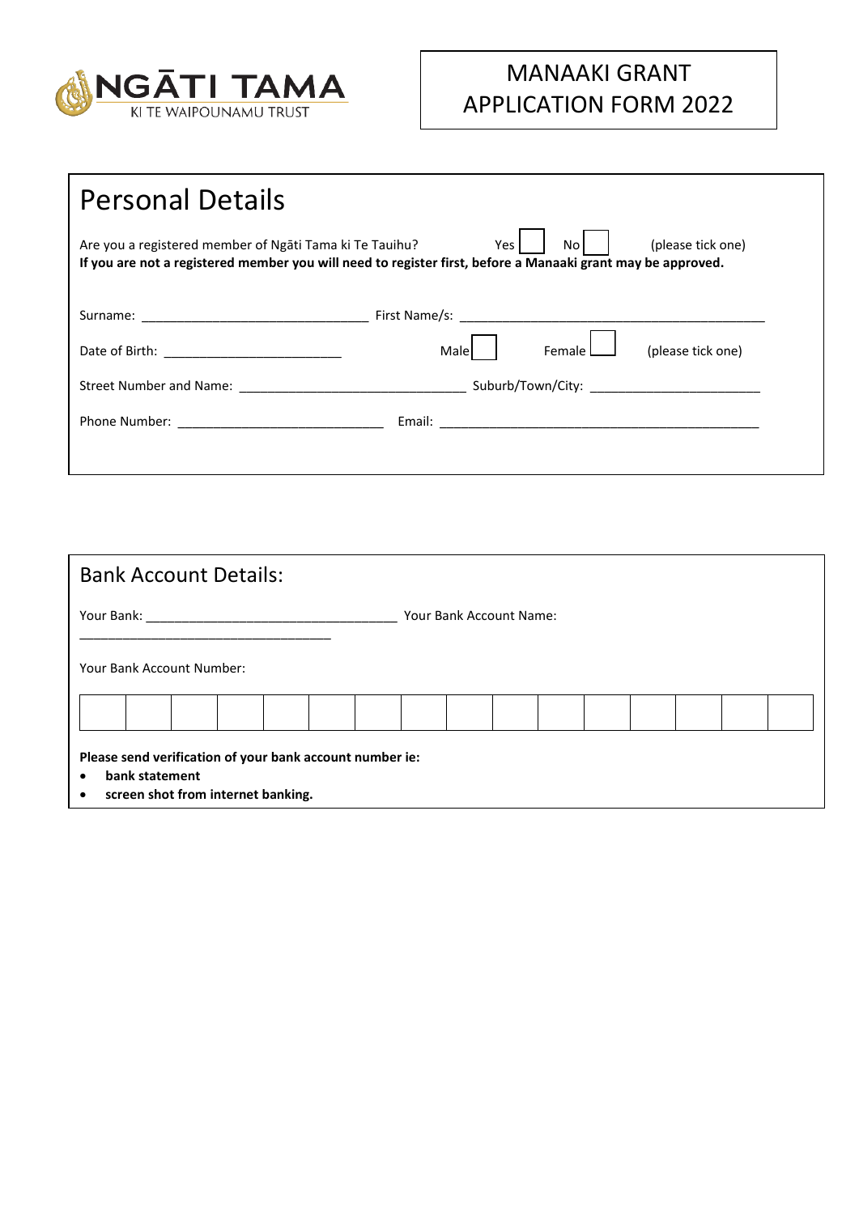NGĀTI TAMA
KI TE WAIPOUNAMU TRUST

# MANAAKI GRANT APPLICATION FORM 2022

## Personal Details

Are you a registered member of Ngāti Tama ki Te Tauihu? Yes ☐ No ☐ (please tick one)

**If you are not a registered member you will need to register first, before a Manaaki grant may be approved.**

Surname: ______________________________ First Name/s: ________________________________________

Date of Birth: ________________________ Male ☐ Female ☐ (please tick one)

Street Number and Name: ______________________________ Suburb/Town/City: ________________________

Phone Number: ____________________________ Email: ___________________________________________

## Bank Account Details:

Your Bank: __________________________________ Your Bank Account Name: __________________________________

Your Bank Account Number:

| | | | | | | | | | | | | | | | |
|---|---|---|---|---|---|---|---|---|---|---|---|---|---|---|---|
| | | | | | | | | | | | | | | | |

**Please send verification of your bank account number ie:**

- **bank statement**
- **screen shot from internet banking.**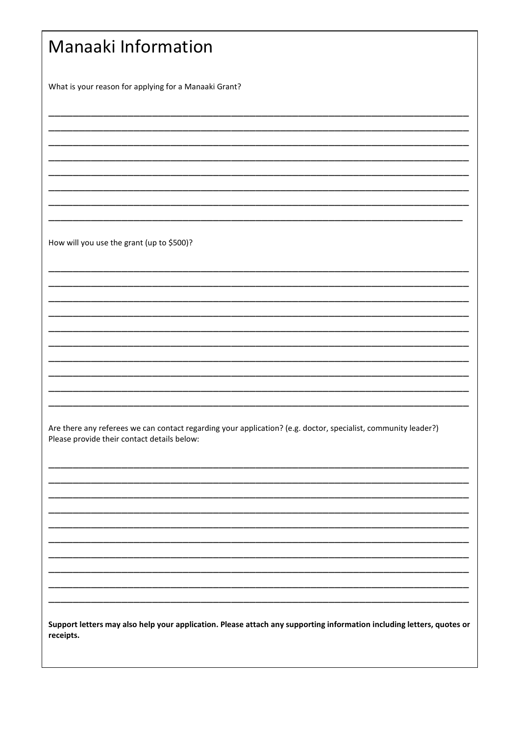# Manaaki Information

What is your reason for applying for a Manaaki Grant?

How will you use the grant (up to $500)?

Are there any referees we can contact regarding your application? (e.g. doctor, specialist, community leader?)
Please provide their contact details below:

**Support letters may also help your application. Please attach any supporting information including letters, quotes or receipts.**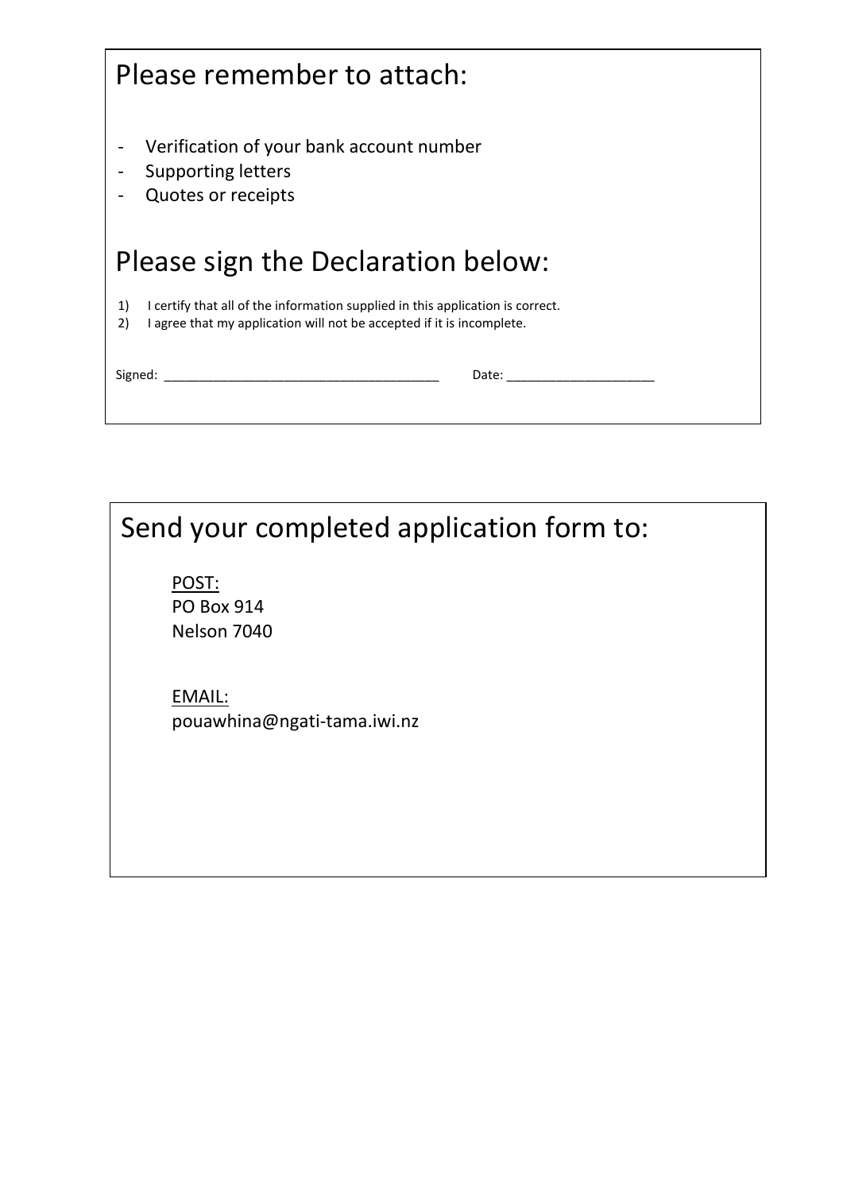# Please remember to attach:

- Verification of your bank account number
- Supporting letters
- Quotes or receipts

# Please sign the Declaration below:

1) I certify that all of the information supplied in this application is correct.
2) I agree that my application will not be accepted if it is incomplete.

Signed: _______________________________________ Date: _____________________

# Send your completed application form to:

POST:
PO Box 914
Nelson 7040

EMAIL:
pouawhina@ngati-tama.iwi.nz